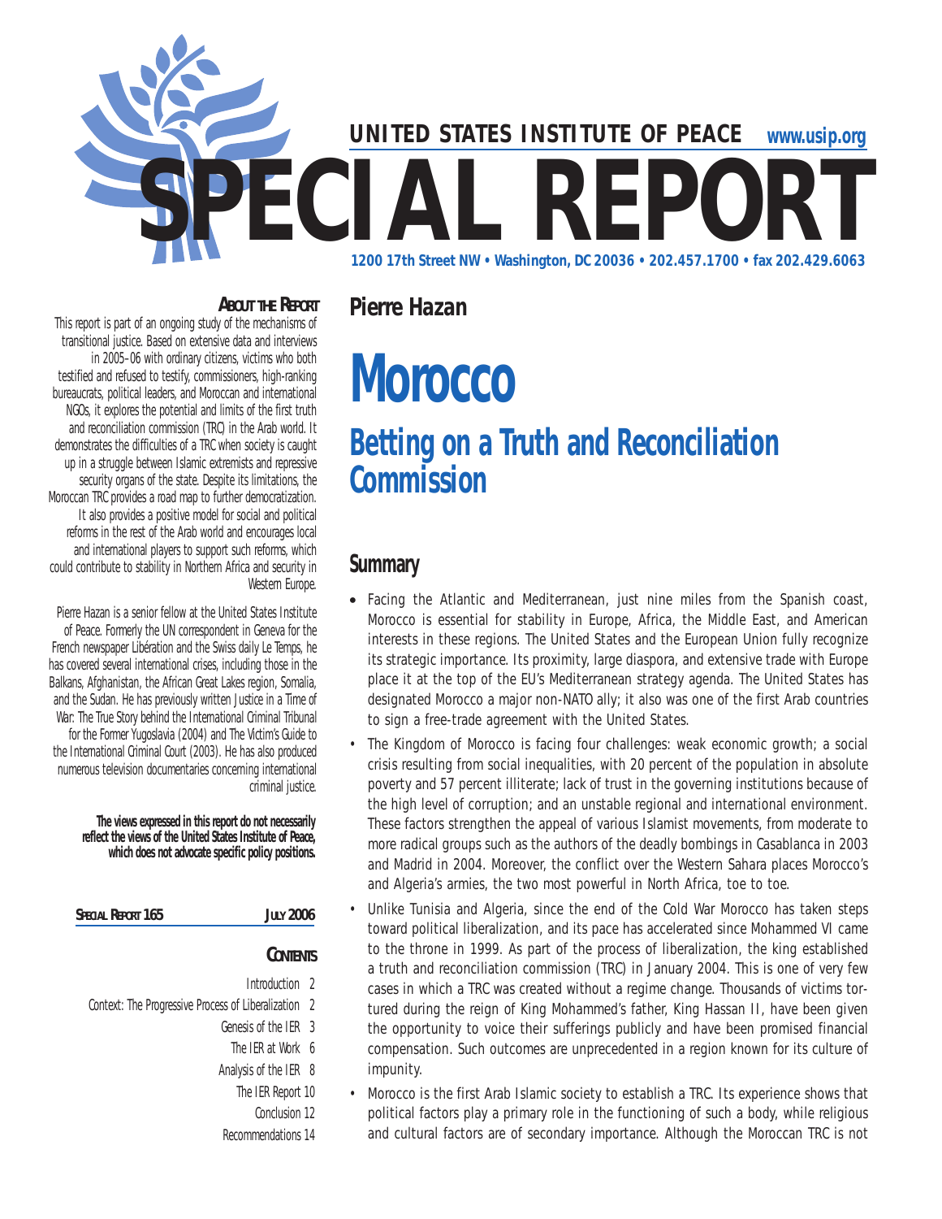# UNITED STATES INSTITUTE OF PEACE www.usip.org

# SPECIAL REPORT

1200 17th Street NW • Washington, DC 20036 • 202.457.1700 • fax 202.429.6063

### About the Report

This report is part of an ongoing study of the mechanisms of transitional justice. Based on extensive data and interviews in 2005–06 with ordinary citizens, victims who both testified and refused to testify, commissioners, high-ranking bureaucrats, political leaders, and Moroccan and international NGOs, it explores the potential and limits of the first truth and reconciliation commission (TRC) in the Arab world. It demonstrates the difficulties of a TRC when society is caught up in a struggle between Islamic extremists and repressive security organs of the state. Despite its limitations, the Moroccan TRC provides a road map to further democratization. It also provides a positive model for social and political reforms in the rest of the Arab world and encourages local and international players to support such reforms, which could contribute to stability in Northern Africa and security in Western Europe.

Pierre Hazan is a senior fellow at the United States Institute of Peace. Formerly the UN correspondent in Geneva for the French newspaper *Libération* and the Swiss daily *Le Temps*, he has covered several international crises, including those in the Balkans, Afghanistan, the African Great Lakes region, Somalia, and the Sudan. He has previously written *Justice in a Time of War: The True Story behind the International Criminal Tribunal for the Former Yugoslavia* (2004) and *The Victim's Guide to the International Criminal Court* (2003). He has also produced numerous television documentaries concerning international criminal justice.

**The views expressed in this report do not necessarily reflect the views of the United States Institute of Peace, which does not advocate specific policy positions.**

**Special Report 165 — July 2006**

### Contents

- Introduction 2
- Context: The Progressive Process of Liberalization 2
- Genesis of the IER 3
- The IER at Work 6
- Analysis of the IER 8
- The IER Report 10
- Conclusion 12
- Recommendations 14

**Pierre Hazan**

# Morocco

## Betting on a Truth and Reconciliation Commission

## Summary

- Facing the Atlantic and Mediterranean, just nine miles from the Spanish coast, Morocco is essential for stability in Europe, Africa, the Middle East, and American interests in these regions. The United States and the European Union fully recognize its strategic importance. Its proximity, large diaspora, and extensive trade with Europe place it at the top of the EU's Mediterranean strategy agenda. The United States has designated Morocco a major non-NATO ally; it also was one of the first Arab countries to sign a free-trade agreement with the United States.
- The Kingdom of Morocco is facing four challenges: weak economic growth; a social crisis resulting from social inequalities, with 20 percent of the population in absolute poverty and 57 percent illiterate; lack of trust in the governing institutions because of the high level of corruption; and an unstable regional and international environment. These factors strengthen the appeal of various Islamist movements, from moderate to more radical groups such as the authors of the deadly bombings in Casablanca in 2003 and Madrid in 2004. Moreover, the conflict over the Western Sahara places Morocco's and Algeria's armies, the two most powerful in North Africa, toe to toe.
- Unlike Tunisia and Algeria, since the end of the Cold War Morocco has taken steps toward political liberalization, and its pace has accelerated since Mohammed VI came to the throne in 1999. As part of the process of liberalization, the king established a truth and reconciliation commission (TRC) in January 2004. This is one of very few cases in which a TRC was created without a regime change. Thousands of victims tortured during the reign of King Mohammed's father, King Hassan II, have been given the opportunity to voice their sufferings publicly and have been promised financial compensation. Such outcomes are unprecedented in a region known for its culture of impunity.
- Morocco is the first Arab Islamic society to establish a TRC. Its experience shows that political factors play a primary role in the functioning of such a body, while religious and cultural factors are of secondary importance. Although the Moroccan TRC is not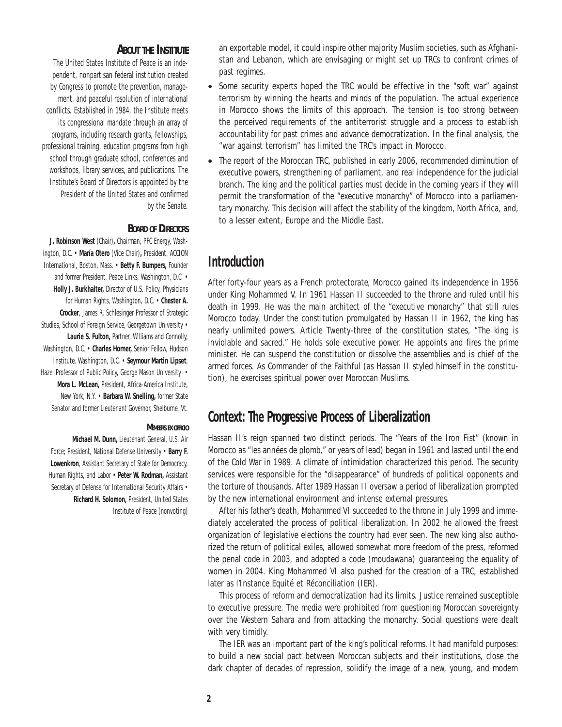## About the Institute

The United States Institute of Peace is an independent, nonpartisan federal institution created by Congress to promote the prevention, management, and peaceful resolution of international conflicts. Established in 1984, the Institute meets its congressional mandate through an array of programs, including research grants, fellowships, professional training, education programs from high school through graduate school, conferences and workshops, library services, and publications. The Institute's Board of Directors is appointed by the President of the United States and confirmed by the Senate.

### Board of Directors

**J. Robinson West** (Chair)**,** Chairman, PFC Energy, Washington, D.C. • **María Otero** (Vice Chair)**,** President, ACCION International, Boston, Mass. • **Betty F. Bumpers,** Founder and former President, Peace Links, Washington, D.C. • **Holly J. Burkhalter,** Director of U.S. Policy, Physicians for Human Rights, Washington, D.C. • **Chester A. Crocker**, James R. Schlesinger Professor of Strategic Studies, School of Foreign Service, Georgetown University • **Laurie S. Fulton,** Partner, Williams and Connolly, Washington, D.C. • **Charles Horner,** Senior Fellow, Hudson Institute, Washington, D.C. • **Seymour Martin Lipset**, Hazel Professor of Public Policy, George Mason University • **Mora L. McLean,** President, Africa-America Institute, New York, N.Y. • **Barbara W. Snelling,** former State Senator and former Lieutenant Governor, Shelburne, Vt.

#### Members ex officio

**Michael M. Dunn,** Lieutenant General, U.S. Air Force; President, National Defense University • **Barry F. Lowenkron**, Assistant Secretary of State for Democracy, Human Rights, and Labor • **Peter W. Rodman,** Assistant Secretary of Defense for International Security Affairs • **Richard H. Solomon,** President, United States Institute of Peace (nonvoting)

an exportable model, it could inspire other majority Muslim societies, such as Afghanistan and Lebanon, which are envisaging or might set up TRCs to confront crimes of past regimes.

- Some security experts hoped the TRC would be effective in the "soft war" against terrorism by winning the hearts and minds of the population. The actual experience in Morocco shows the limits of this approach. The tension is too strong between the perceived requirements of the antiterrorist struggle and a process to establish accountability for past crimes and advance democratization. In the final analysis, the "war against terrorism" has limited the TRC's impact in Morocco.
- The report of the Moroccan TRC, published in early 2006, recommended diminution of executive powers, strengthening of parliament, and real independence for the judicial branch. The king and the political parties must decide in the coming years if they will permit the transformation of the "executive monarchy" of Morocco into a parliamentary monarchy. This decision will affect the stability of the kingdom, North Africa, and, to a lesser extent, Europe and the Middle East.

## Introduction

After forty-four years as a French protectorate, Morocco gained its independence in 1956 under King Mohammed V. In 1961 Hassan II succeeded to the throne and ruled until his death in 1999. He was the main architect of the "executive monarchy" that still rules Morocco today. Under the constitution promulgated by Hassan II in 1962, the king has nearly unlimited powers. Article Twenty-three of the constitution states, "The king is inviolable and sacred." He holds sole executive power. He appoints and fires the prime minister. He can suspend the constitution or dissolve the assemblies and is chief of the armed forces. As Commander of the Faithful (as Hassan II styled himself in the constitution), he exercises spiritual power over Moroccan Muslims.

## Context: The Progressive Process of Liberalization

Hassan II's reign spanned two distinct periods. The "Years of the Iron Fist" (known in Morocco as "les années de plomb," or years of lead) began in 1961 and lasted until the end of the Cold War in 1989. A climate of intimidation characterized this period. The security services were responsible for the "disappearance" of hundreds of political opponents and the torture of thousands. After 1989 Hassan II oversaw a period of liberalization prompted by the new international environment and intense external pressures.

After his father's death, Mohammed VI succeeded to the throne in July 1999 and immediately accelerated the process of political liberalization. In 2002 he allowed the freest organization of legislative elections the country had ever seen. The new king also authorized the return of political exiles, allowed somewhat more freedom of the press, reformed the penal code in 2003, and adopted a code (moudawana) guaranteeing the equality of women in 2004. King Mohammed VI also pushed for the creation of a TRC, established later as l'Instance Equité et Réconciliation (IER).

This process of reform and democratization had its limits. Justice remained susceptible to executive pressure. The media were prohibited from questioning Moroccan sovereignty over the Western Sahara and from attacking the monarchy. Social questions were dealt with very timidly.

The IER was an important part of the king's political reforms. It had manifold purposes: to build a new social pact between Moroccan subjects and their institutions, close the dark chapter of decades of repression, solidify the image of a new, young, and modern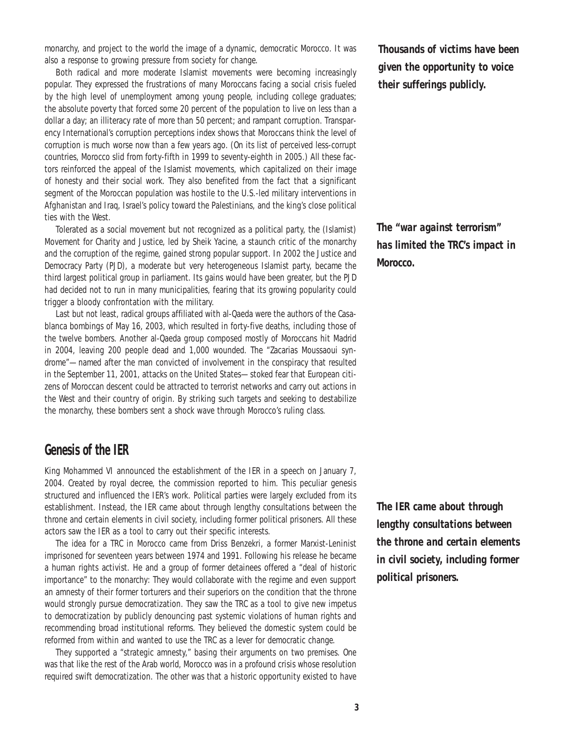monarchy, and project to the world the image of a dynamic, democratic Morocco. It was also a response to growing pressure from society for change.

Both radical and more moderate Islamist movements were becoming increasingly popular. They expressed the frustrations of many Moroccans facing a social crisis fueled by the high level of unemployment among young people, including college graduates; the absolute poverty that forced some 20 percent of the population to live on less than a dollar a day; an illiteracy rate of more than 50 percent; and rampant corruption. Transparency International's corruption perceptions index shows that Moroccans think the level of corruption is much worse now than a few years ago. (On its list of perceived less-corrupt countries, Morocco slid from forty-fifth in 1999 to seventy-eighth in 2005.) All these factors reinforced the appeal of the Islamist movements, which capitalized on their image of honesty and their social work. They also benefited from the fact that a significant segment of the Moroccan population was hostile to the U.S.-led military interventions in Afghanistan and Iraq, Israel's policy toward the Palestinians, and the king's close political ties with the West.

Tolerated as a social movement but not recognized as a political party, the (Islamist) Movement for Charity and Justice, led by Sheik Yacine, a staunch critic of the monarchy and the corruption of the regime, gained strong popular support. In 2002 the Justice and Democracy Party (PJD), a moderate but very heterogeneous Islamist party, became the third largest political group in parliament. Its gains would have been greater, but the PJD had decided not to run in many municipalities, fearing that its growing popularity could trigger a bloody confrontation with the military.

Last but not least, radical groups affiliated with al-Qaeda were the authors of the Casablanca bombings of May 16, 2003, which resulted in forty-five deaths, including those of the twelve bombers. Another al-Qaeda group composed mostly of Moroccans hit Madrid in 2004, leaving 200 people dead and 1,000 wounded. The "Zacarias Moussaoui syndrome"—named after the man convicted of involvement in the conspiracy that resulted in the September 11, 2001, attacks on the United States—stoked fear that European citizens of Moroccan descent could be attracted to terrorist networks and carry out actions in the West and their country of origin. By striking such targets and seeking to destabilize the monarchy, these bombers sent a shock wave through Morocco's ruling class.

***Thousands of victims have been given the opportunity to voice their sufferings publicly.***

***The "war against terrorism" has limited the TRC's impact in Morocco.***

## Genesis of the IER

King Mohammed VI announced the establishment of the IER in a speech on January 7, 2004. Created by royal decree, the commission reported to him. This peculiar genesis structured and influenced the IER's work. Political parties were largely excluded from its establishment. Instead, the IER came about through lengthy consultations between the throne and certain elements in civil society, including former political prisoners. All these actors saw the IER as a tool to carry out their specific interests.

The idea for a TRC in Morocco came from Driss Benzekri, a former Marxist-Leninist imprisoned for seventeen years between 1974 and 1991. Following his release he became a human rights activist. He and a group of former detainees offered a "deal of historic importance" to the monarchy: They would collaborate with the regime and even support an amnesty of their former torturers and their superiors on the condition that the throne would strongly pursue democratization. They saw the TRC as a tool to give new impetus to democratization by publicly denouncing past systemic violations of human rights and recommending broad institutional reforms. They believed the domestic system could be reformed from within and wanted to use the TRC as a lever for democratic change.

***The IER came about through lengthy consultations between the throne and certain elements in civil society, including former political prisoners.***

They supported a "strategic amnesty," basing their arguments on two premises. One was that like the rest of the Arab world, Morocco was in a profound crisis whose resolution required swift democratization. The other was that a historic opportunity existed to have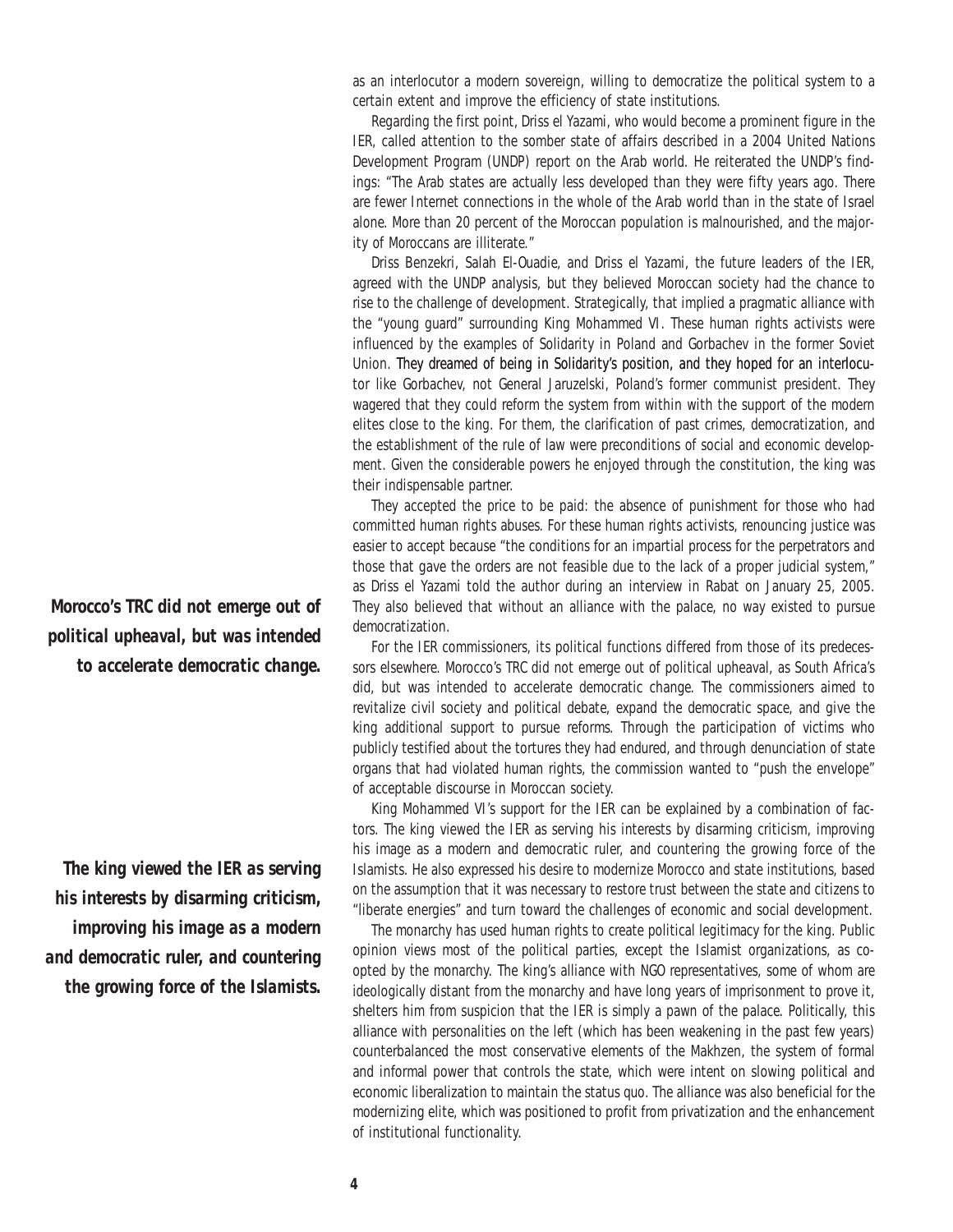as an interlocutor a modern sovereign, willing to democratize the political system to a certain extent and improve the efficiency of state institutions.

Regarding the first point, Driss el Yazami, who would become a prominent figure in the IER, called attention to the somber state of affairs described in a 2004 United Nations Development Program (UNDP) report on the Arab world. He reiterated the UNDP's findings: "The Arab states are actually less developed than they were fifty years ago. There are fewer Internet connections in the whole of the Arab world than in the state of Israel alone. More than 20 percent of the Moroccan population is malnourished, and the majority of Moroccans are illiterate."

Driss Benzekri, Salah El-Ouadie, and Driss el Yazami, the future leaders of the IER, agreed with the UNDP analysis, but they believed Moroccan society had the chance to rise to the challenge of development. Strategically, that implied a pragmatic alliance with the "young guard" surrounding King Mohammed VI. These human rights activists were influenced by the examples of Solidarity in Poland and Gorbachev in the former Soviet Union. They dreamed of being in Solidarity's position, and they hoped for an interlocutor like Gorbachev, not General Jaruzelski, Poland's former communist president. They wagered that they could reform the system from within with the support of the modern elites close to the king. For them, the clarification of past crimes, democratization, and the establishment of the rule of law were preconditions of social and economic development. Given the considerable powers he enjoyed through the constitution, the king was their indispensable partner.

They accepted the price to be paid: the absence of punishment for those who had committed human rights abuses. For these human rights activists, renouncing justice was easier to accept because "the conditions for an impartial process for the perpetrators and those that gave the orders are not feasible due to the lack of a proper judicial system," as Driss el Yazami told the author during an interview in Rabat on January 25, 2005. They also believed that without an alliance with the palace, no way existed to pursue democratization.

***Morocco's TRC did not emerge out of political upheaval, but was intended to accelerate democratic change.***

For the IER commissioners, its political functions differed from those of its predecessors elsewhere. Morocco's TRC did not emerge out of political upheaval, as South Africa's did, but was intended to accelerate democratic change. The commissioners aimed to revitalize civil society and political debate, expand the democratic space, and give the king additional support to pursue reforms. Through the participation of victims who publicly testified about the tortures they had endured, and through denunciation of state organs that had violated human rights, the commission wanted to "push the envelope" of acceptable discourse in Moroccan society.

***The king viewed the IER as serving his interests by disarming criticism, improving his image as a modern and democratic ruler, and countering the growing force of the Islamists.***

King Mohammed VI's support for the IER can be explained by a combination of factors. The king viewed the IER as serving his interests by disarming criticism, improving his image as a modern and democratic ruler, and countering the growing force of the Islamists. He also expressed his desire to modernize Morocco and state institutions, based on the assumption that it was necessary to restore trust between the state and citizens to "liberate energies" and turn toward the challenges of economic and social development.

The monarchy has used human rights to create political legitimacy for the king. Public opinion views most of the political parties, except the Islamist organizations, as co-opted by the monarchy. The king's alliance with NGO representatives, some of whom are ideologically distant from the monarchy and have long years of imprisonment to prove it, shelters him from suspicion that the IER is simply a pawn of the palace. Politically, this alliance with personalities on the left (which has been weakening in the past few years) counterbalanced the most conservative elements of the Makhzen, the system of formal and informal power that controls the state, which were intent on slowing political and economic liberalization to maintain the status quo. The alliance was also beneficial for the modernizing elite, which was positioned to profit from privatization and the enhancement of institutional functionality.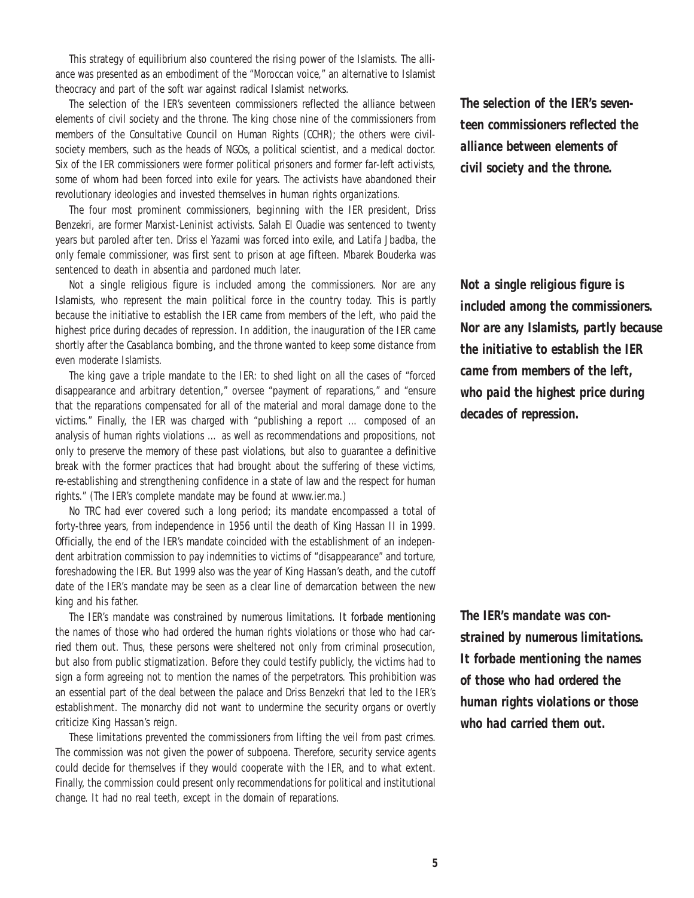This strategy of equilibrium also countered the rising power of the Islamists. The alliance was presented as an embodiment of the "Moroccan voice," an alternative to Islamist theocracy and part of the soft war against radical Islamist networks.

The selection of the IER's seventeen commissioners reflected the alliance between elements of civil society and the throne. The king chose nine of the commissioners from members of the Consultative Council on Human Rights (CCHR); the others were civil-society members, such as the heads of NGOs, a political scientist, and a medical doctor. Six of the IER commissioners were former political prisoners and former far-left activists, some of whom had been forced into exile for years. The activists have abandoned their revolutionary ideologies and invested themselves in human rights organizations.

***The selection of the IER's seventeen commissioners reflected the alliance between elements of civil society and the throne.***

The four most prominent commissioners, beginning with the IER president, Driss Benzekri, are former Marxist-Leninist activists. Salah El Ouadie was sentenced to twenty years but paroled after ten. Driss el Yazami was forced into exile, and Latifa Jbadba, the only female commissioner, was first sent to prison at age fifteen. Mbarek Bouderka was sentenced to death in absentia and pardoned much later.

Not a single religious figure is included among the commissioners. Nor are any Islamists, who represent the main political force in the country today. This is partly because the initiative to establish the IER came from members of the left, who paid the highest price during decades of repression. In addition, the inauguration of the IER came shortly after the Casablanca bombing, and the throne wanted to keep some distance from even moderate Islamists.

***Not a single religious figure is included among the commissioners. Nor are any Islamists, partly because the initiative to establish the IER came from members of the left, who paid the highest price during decades of repression.***

The king gave a triple mandate to the IER: to shed light on all the cases of "forced disappearance and arbitrary detention," oversee "payment of reparations," and "ensure that the reparations compensated for all of the material and moral damage done to the victims." Finally, the IER was charged with "publishing a report ... composed of an analysis of human rights violations ... as well as recommendations and propositions, not only to preserve the memory of these past violations, but also to guarantee a definitive break with the former practices that had brought about the suffering of these victims, re-establishing and strengthening confidence in a state of law and the respect for human rights." (The IER's complete mandate may be found at www.ier.ma.)

No TRC had ever covered such a long period; its mandate encompassed a total of forty-three years, from independence in 1956 until the death of King Hassan II in 1999. Officially, the end of the IER's mandate coincided with the establishment of an independent arbitration commission to pay indemnities to victims of "disappearance" and torture, foreshadowing the IER. But 1999 also was the year of King Hassan's death, and the cutoff date of the IER's mandate may be seen as a clear line of demarcation between the new king and his father.

The IER's mandate was constrained by numerous limitations. It forbade mentioning the names of those who had ordered the human rights violations or those who had carried them out. Thus, these persons were sheltered not only from criminal prosecution, but also from public stigmatization. Before they could testify publicly, the victims had to sign a form agreeing not to mention the names of the perpetrators. This prohibition was an essential part of the deal between the palace and Driss Benzekri that led to the IER's establishment. The monarchy did not want to undermine the security organs or overtly criticize King Hassan's reign.

***The IER's mandate was constrained by numerous limitations. It forbade mentioning the names of those who had ordered the human rights violations or those who had carried them out.***

These limitations prevented the commissioners from lifting the veil from past crimes. The commission was not given the power of subpoena. Therefore, security service agents could decide for themselves if they would cooperate with the IER, and to what extent. Finally, the commission could present only recommendations for political and institutional change. It had no real teeth, except in the domain of reparations.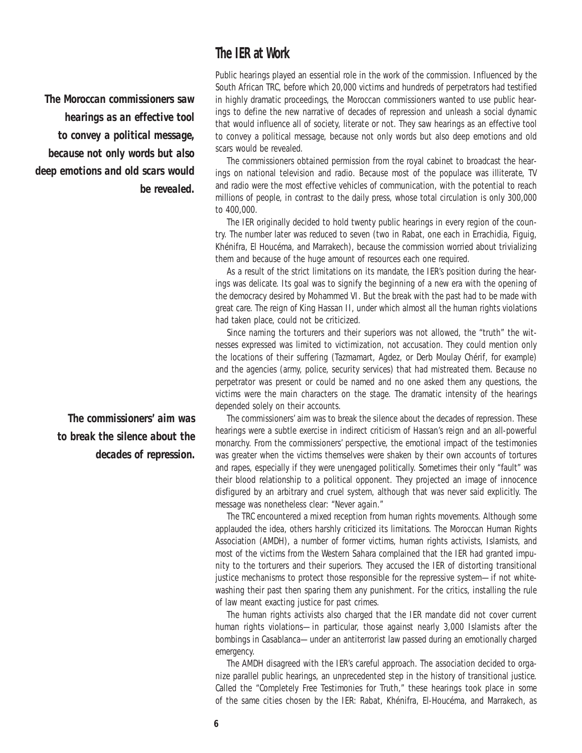## The IER at Work

*The Moroccan commissioners saw hearings as an effective tool to convey a political message, because not only words but also deep emotions and old scars would be revealed.*

Public hearings played an essential role in the work of the commission. Influenced by the South African TRC, before which 20,000 victims and hundreds of perpetrators had testified in highly dramatic proceedings, the Moroccan commissioners wanted to use public hearings to define the new narrative of decades of repression and unleash a social dynamic that would influence all of society, literate or not. They saw hearings as an effective tool to convey a political message, because not only words but also deep emotions and old scars would be revealed.

The commissioners obtained permission from the royal cabinet to broadcast the hearings on national television and radio. Because most of the populace was illiterate, TV and radio were the most effective vehicles of communication, with the potential to reach millions of people, in contrast to the daily press, whose total circulation is only 300,000 to 400,000.

The IER originally decided to hold twenty public hearings in every region of the country. The number later was reduced to seven (two in Rabat, one each in Errachidia, Figuig, Khénifra, El Houcéma, and Marrakech), because the commission worried about trivializing them and because of the huge amount of resources each one required.

As a result of the strict limitations on its mandate, the IER's position during the hearings was delicate. Its goal was to signify the beginning of a new era with the opening of the democracy desired by Mohammed VI. But the break with the past had to be made with great care. The reign of King Hassan II, under which almost all the human rights violations had taken place, could not be criticized.

Since naming the torturers and their superiors was not allowed, the "truth" the witnesses expressed was limited to victimization, not accusation. They could mention only the locations of their suffering (Tazmamart, Agdez, or Derb Moulay Chérif, for example) and the agencies (army, police, security services) that had mistreated them. Because no perpetrator was present or could be named and no one asked them any questions, the victims were the main characters on the stage. The dramatic intensity of the hearings depended solely on their accounts.

*The commissioners' aim was to break the silence about the decades of repression.*

The commissioners' aim was to break the silence about the decades of repression. These hearings were a subtle exercise in indirect criticism of Hassan's reign and an all-powerful monarchy. From the commissioners' perspective, the emotional impact of the testimonies was greater when the victims themselves were shaken by their own accounts of tortures and rapes, especially if they were unengaged politically. Sometimes their only "fault" was their blood relationship to a political opponent. They projected an image of innocence disfigured by an arbitrary and cruel system, although that was never said explicitly. The message was nonetheless clear: "Never again."

The TRC encountered a mixed reception from human rights movements. Although some applauded the idea, others harshly criticized its limitations. The Moroccan Human Rights Association (AMDH), a number of former victims, human rights activists, Islamists, and most of the victims from the Western Sahara complained that the IER had granted impunity to the torturers and their superiors. They accused the IER of distorting transitional justice mechanisms to protect those responsible for the repressive system—if not whitewashing their past then sparing them any punishment. For the critics, installing the rule of law meant exacting justice for past crimes.

The human rights activists also charged that the IER mandate did not cover current human rights violations—in particular, those against nearly 3,000 Islamists after the bombings in Casablanca—under an antiterrorist law passed during an emotionally charged emergency.

The AMDH disagreed with the IER's careful approach. The association decided to organize parallel public hearings, an unprecedented step in the history of transitional justice. Called the "Completely Free Testimonies for Truth," these hearings took place in some of the same cities chosen by the IER: Rabat, Khénifra, El-Houcéma, and Marrakech, as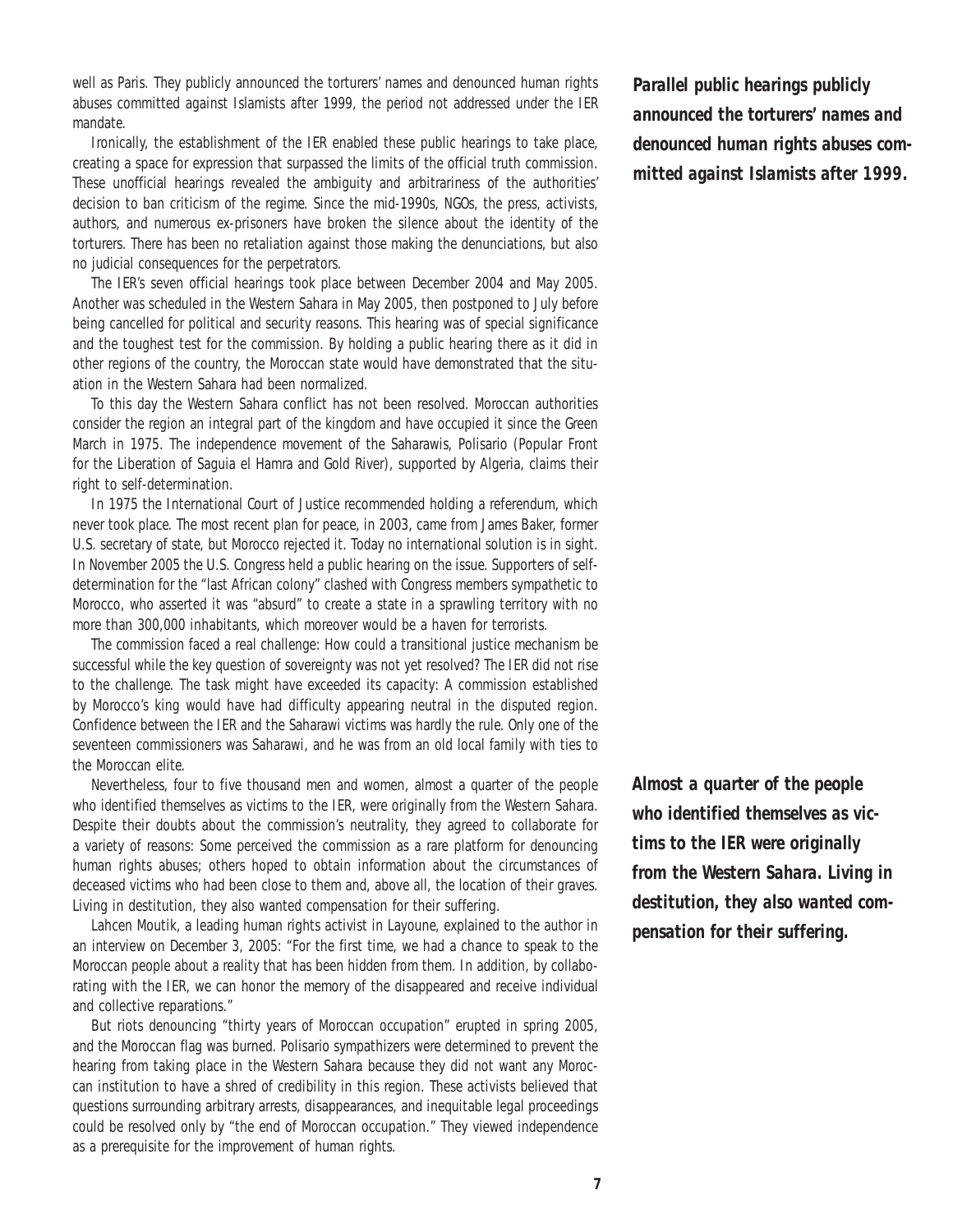well as Paris. They publicly announced the torturers' names and denounced human rights abuses committed against Islamists after 1999, the period not addressed under the IER mandate.

*Parallel public hearings publicly announced the torturers' names and denounced human rights abuses committed against Islamists after 1999.*

Ironically, the establishment of the IER enabled these public hearings to take place, creating a space for expression that surpassed the limits of the official truth commission. These unofficial hearings revealed the ambiguity and arbitrariness of the authorities' decision to ban criticism of the regime. Since the mid-1990s, NGOs, the press, activists, authors, and numerous ex-prisoners have broken the silence about the identity of the torturers. There has been no retaliation against those making the denunciations, but also no judicial consequences for the perpetrators.

The IER's seven official hearings took place between December 2004 and May 2005. Another was scheduled in the Western Sahara in May 2005, then postponed to July before being cancelled for political and security reasons. This hearing was of special significance and the toughest test for the commission. By holding a public hearing there as it did in other regions of the country, the Moroccan state would have demonstrated that the situation in the Western Sahara had been normalized.

To this day the Western Sahara conflict has not been resolved. Moroccan authorities consider the region an integral part of the kingdom and have occupied it since the Green March in 1975. The independence movement of the Saharawis, Polisario (Popular Front for the Liberation of Saguia el Hamra and Gold River), supported by Algeria, claims their right to self-determination.

In 1975 the International Court of Justice recommended holding a referendum, which never took place. The most recent plan for peace, in 2003, came from James Baker, former U.S. secretary of state, but Morocco rejected it. Today no international solution is in sight. In November 2005 the U.S. Congress held a public hearing on the issue. Supporters of self-determination for the "last African colony" clashed with Congress members sympathetic to Morocco, who asserted it was "absurd" to create a state in a sprawling territory with no more than 300,000 inhabitants, which moreover would be a haven for terrorists.

The commission faced a real challenge: How could a transitional justice mechanism be successful while the key question of sovereignty was not yet resolved? The IER did not rise to the challenge. The task might have exceeded its capacity: A commission established by Morocco's king would have had difficulty appearing neutral in the disputed region. Confidence between the IER and the Saharawi victims was hardly the rule. Only one of the seventeen commissioners was Saharawi, and he was from an old local family with ties to the Moroccan elite.

Nevertheless, four to five thousand men and women, almost a quarter of the people who identified themselves as victims to the IER, were originally from the Western Sahara. Despite their doubts about the commission's neutrality, they agreed to collaborate for a variety of reasons: Some perceived the commission as a rare platform for denouncing human rights abuses; others hoped to obtain information about the circumstances of deceased victims who had been close to them and, above all, the location of their graves. Living in destitution, they also wanted compensation for their suffering.

*Almost a quarter of the people who identified themselves as victims to the IER were originally from the Western Sahara. Living in destitution, they also wanted compensation for their suffering.*

Lahcen Moutik, a leading human rights activist in Layoune, explained to the author in an interview on December 3, 2005: "For the first time, we had a chance to speak to the Moroccan people about a reality that has been hidden from them. In addition, by collaborating with the IER, we can honor the memory of the disappeared and receive individual and collective reparations."

But riots denouncing "thirty years of Moroccan occupation" erupted in spring 2005, and the Moroccan flag was burned. Polisario sympathizers were determined to prevent the hearing from taking place in the Western Sahara because they did not want any Moroccan institution to have a shred of credibility in this region. These activists believed that questions surrounding arbitrary arrests, disappearances, and inequitable legal proceedings could be resolved only by "the end of Moroccan occupation." They viewed independence as a prerequisite for the improvement of human rights.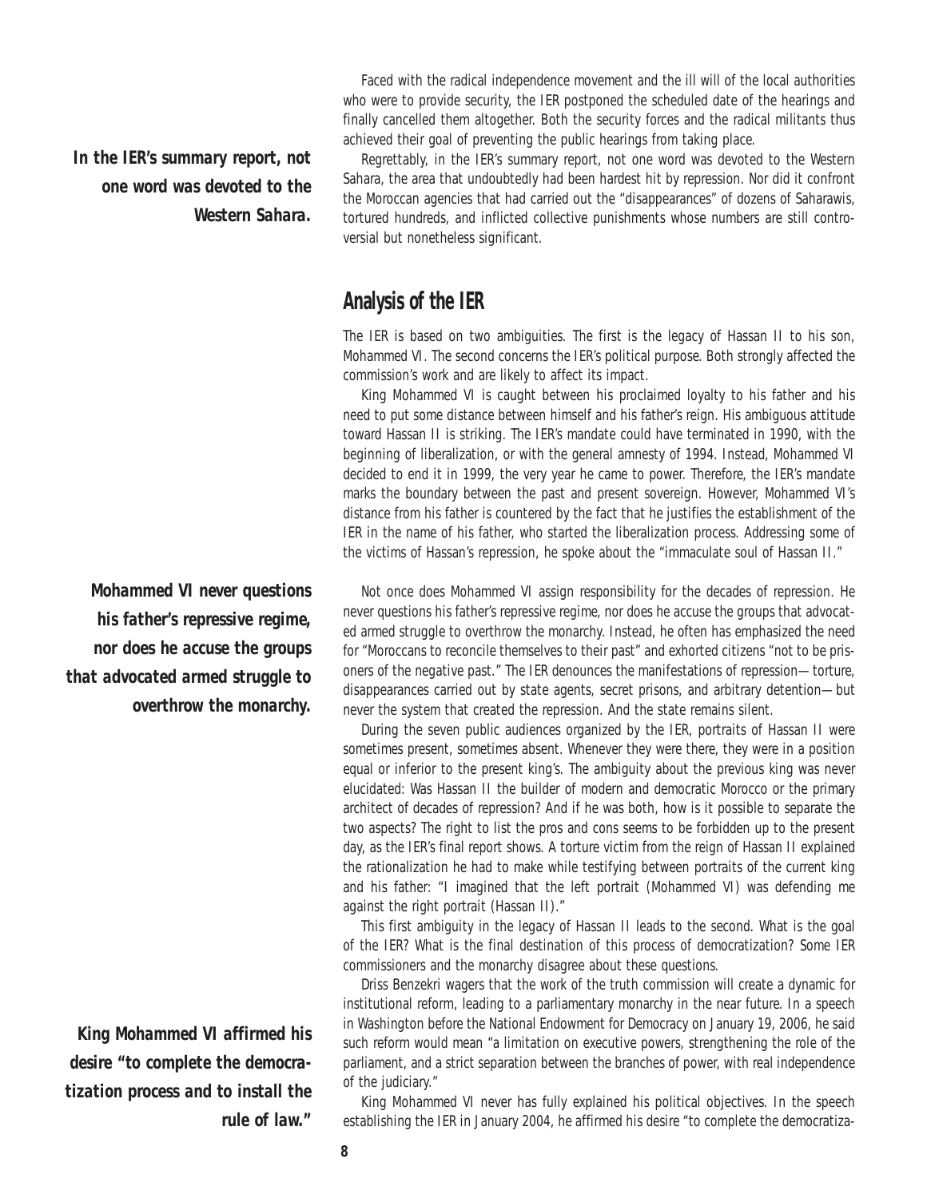Faced with the radical independence movement and the ill will of the local authorities who were to provide security, the IER postponed the scheduled date of the hearings and finally cancelled them altogether. Both the security forces and the radical militants thus achieved their goal of preventing the public hearings from taking place.

*In the IER's summary report, not one word was devoted to the Western Sahara.*

Regrettably, in the IER's summary report, not one word was devoted to the Western Sahara, the area that undoubtedly had been hardest hit by repression. Nor did it confront the Moroccan agencies that had carried out the "disappearances" of dozens of Saharawis, tortured hundreds, and inflicted collective punishments whose numbers are still controversial but nonetheless significant.

## Analysis of the IER

The IER is based on two ambiguities. The first is the legacy of Hassan II to his son, Mohammed VI. The second concerns the IER's political purpose. Both strongly affected the commission's work and are likely to affect its impact.

King Mohammed VI is caught between his proclaimed loyalty to his father and his need to put some distance between himself and his father's reign. His ambiguous attitude toward Hassan II is striking. The IER's mandate could have terminated in 1990, with the beginning of liberalization, or with the general amnesty of 1994. Instead, Mohammed VI decided to end it in 1999, the very year he came to power. Therefore, the IER's mandate marks the boundary between the past and present sovereign. However, Mohammed VI's distance from his father is countered by the fact that he justifies the establishment of the IER in the name of his father, who started the liberalization process. Addressing some of the victims of Hassan's repression, he spoke about the "immaculate soul of Hassan II."

*Mohammed VI never questions his father's repressive regime, nor does he accuse the groups that advocated armed struggle to overthrow the monarchy.*

Not once does Mohammed VI assign responsibility for the decades of repression. He never questions his father's repressive regime, nor does he accuse the groups that advocated armed struggle to overthrow the monarchy. Instead, he often has emphasized the need for "Moroccans to reconcile themselves to their past" and exhorted citizens "not to be prisoners of the negative past." The IER denounces the manifestations of repression—torture, disappearances carried out by state agents, secret prisons, and arbitrary detention—but never the system that created the repression. And the state remains silent.

During the seven public audiences organized by the IER, portraits of Hassan II were sometimes present, sometimes absent. Whenever they were there, they were in a position equal or inferior to the present king's. The ambiguity about the previous king was never elucidated: Was Hassan II the builder of modern and democratic Morocco or the primary architect of decades of repression? And if he was both, how is it possible to separate the two aspects? The right to list the pros and cons seems to be forbidden up to the present day, as the IER's final report shows. A torture victim from the reign of Hassan II explained the rationalization he had to make while testifying between portraits of the current king and his father: "I imagined that the left portrait (Mohammed VI) was defending me against the right portrait (Hassan II)."

This first ambiguity in the legacy of Hassan II leads to the second. What is the goal of the IER? What is the final destination of this process of democratization? Some IER commissioners and the monarchy disagree about these questions.

Driss Benzekri wagers that the work of the truth commission will create a dynamic for institutional reform, leading to a parliamentary monarchy in the near future. In a speech in Washington before the National Endowment for Democracy on January 19, 2006, he said such reform would mean "a limitation on executive powers, strengthening the role of the parliament, and a strict separation between the branches of power, with real independence of the judiciary."

*King Mohammed VI affirmed his desire "to complete the democratization process and to install the rule of law."*

King Mohammed VI never has fully explained his political objectives. In the speech establishing the IER in January 2004, he affirmed his desire "to complete the democratiza-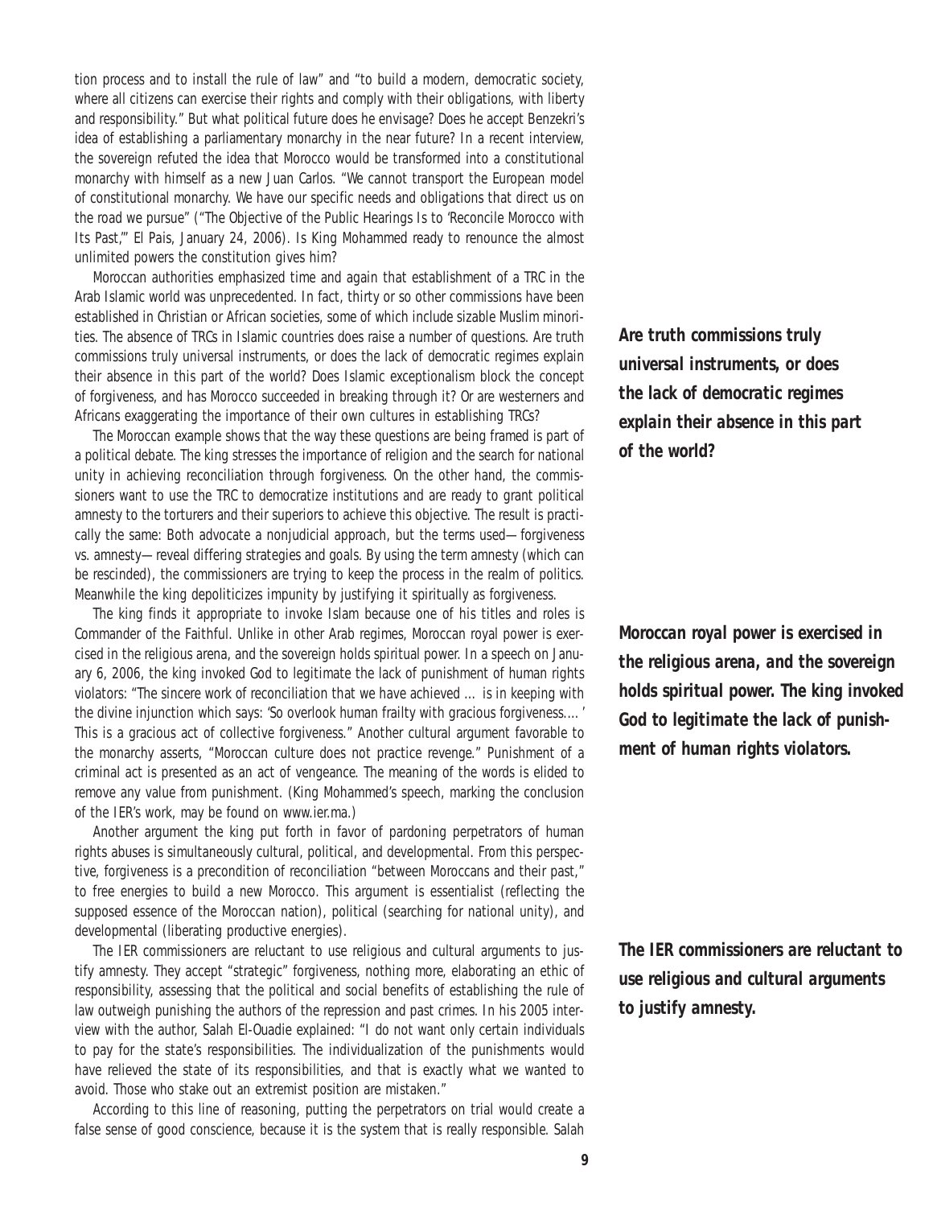tion process and to install the rule of law" and "to build a modern, democratic society, where all citizens can exercise their rights and comply with their obligations, with liberty and responsibility." But what political future does he envisage? Does he accept Benzekri's idea of establishing a parliamentary monarchy in the near future? In a recent interview, the sovereign refuted the idea that Morocco would be transformed into a constitutional monarchy with himself as a new Juan Carlos. "We cannot transport the European model of constitutional monarchy. We have our specific needs and obligations that direct us on the road we pursue" ("The Objective of the Public Hearings Is to 'Reconcile Morocco with Its Past,'" *El Pais*, January 24, 2006). Is King Mohammed ready to renounce the almost unlimited powers the constitution gives him?

Moroccan authorities emphasized time and again that establishment of a TRC in the Arab Islamic world was unprecedented. In fact, thirty or so other commissions have been established in Christian or African societies, some of which include sizable Muslim minorities. The absence of TRCs in Islamic countries does raise a number of questions. Are truth commissions truly universal instruments, or does the lack of democratic regimes explain their absence in this part of the world? Does Islamic exceptionalism block the concept of forgiveness, and has Morocco succeeded in breaking through it? Or are westerners and Africans exaggerating the importance of their own cultures in establishing TRCs?

***Are truth commissions truly universal instruments, or does the lack of democratic regimes explain their absence in this part of the world?***

The Moroccan example shows that the way these questions are being framed is part of a political debate. The king stresses the importance of religion and the search for national unity in achieving reconciliation through forgiveness. On the other hand, the commissioners want to use the TRC to democratize institutions and are ready to grant political amnesty to the torturers and their superiors to achieve this objective. The result is practically the same: Both advocate a nonjudicial approach, but the terms used—forgiveness vs. amnesty—reveal differing strategies and goals. By using the term amnesty (which can be rescinded), the commissioners are trying to keep the process in the realm of politics. Meanwhile the king depoliticizes impunity by justifying it spiritually as forgiveness.

The king finds it appropriate to invoke Islam because one of his titles and roles is Commander of the Faithful. Unlike in other Arab regimes, Moroccan royal power is exercised in the religious arena, and the sovereign holds spiritual power. In a speech on January 6, 2006, the king invoked God to legitimate the lack of punishment of human rights violators: "The sincere work of reconciliation that we have achieved ... is in keeping with the divine injunction which says: 'So overlook human frailty with gracious forgiveness.... ' This is a gracious act of collective forgiveness." Another cultural argument favorable to the monarchy asserts, "Moroccan culture does not practice revenge." Punishment of a criminal act is presented as an act of vengeance. The meaning of the words is elided to remove any value from punishment. (King Mohammed's speech, marking the conclusion of the IER's work, may be found on www.ier.ma.)

***Moroccan royal power is exercised in the religious arena, and the sovereign holds spiritual power. The king invoked God to legitimate the lack of punishment of human rights violators.***

Another argument the king put forth in favor of pardoning perpetrators of human rights abuses is simultaneously cultural, political, and developmental. From this perspective, forgiveness is a precondition of reconciliation "between Moroccans and their past," to free energies to build a new Morocco. This argument is essentialist (reflecting the supposed essence of the Moroccan nation), political (searching for national unity), and developmental (liberating productive energies).

The IER commissioners are reluctant to use religious and cultural arguments to justify amnesty. They accept "strategic" forgiveness, nothing more, elaborating an ethic of responsibility, assessing that the political and social benefits of establishing the rule of law outweigh punishing the authors of the repression and past crimes. In his 2005 interview with the author, Salah El-Ouadie explained: "I do not want only certain individuals to pay for the state's responsibilities. The individualization of the punishments would have relieved the state of its responsibilities, and that is exactly what we wanted to avoid. Those who stake out an extremist position are mistaken."

***The IER commissioners are reluctant to use religious and cultural arguments to justify amnesty.***

According to this line of reasoning, putting the perpetrators on trial would create a false sense of good conscience, because it is the system that is really responsible. Salah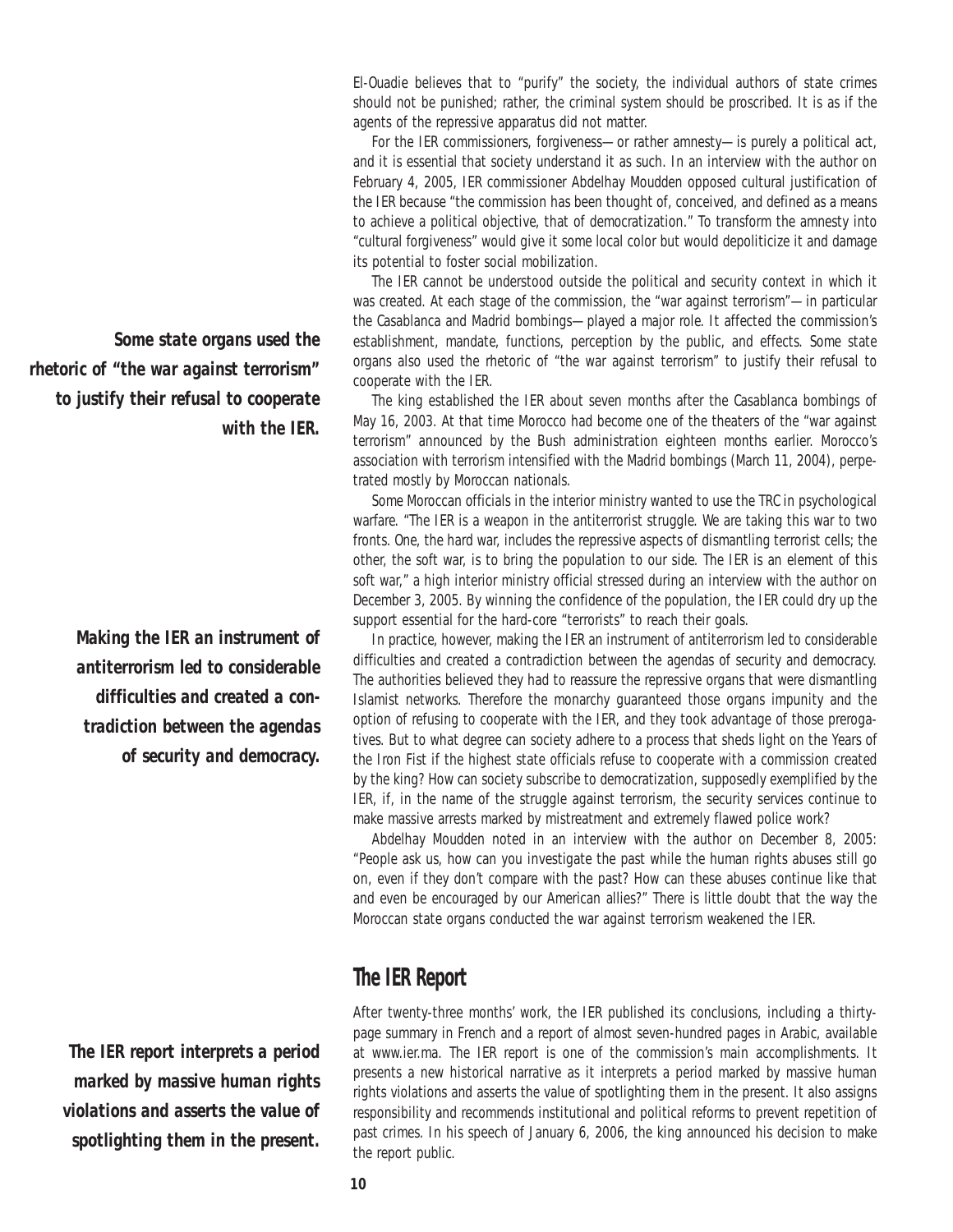El-Ouadie believes that to "purify" the society, the individual authors of state crimes should not be punished; rather, the criminal system should be proscribed. It is as if the agents of the repressive apparatus did not matter.

For the IER commissioners, forgiveness—or rather amnesty—is purely a political act, and it is essential that society understand it as such. In an interview with the author on February 4, 2005, IER commissioner Abdelhay Moudden opposed cultural justification of the IER because "the commission has been thought of, conceived, and defined as a means to achieve a political objective, that of democratization." To transform the amnesty into "cultural forgiveness" would give it some local color but would depoliticize it and damage its potential to foster social mobilization.

The IER cannot be understood outside the political and security context in which it was created. At each stage of the commission, the "war against terrorism"—in particular the Casablanca and Madrid bombings—played a major role. It affected the commission's establishment, mandate, functions, perception by the public, and effects. Some state organs also used the rhetoric of "the war against terrorism" to justify their refusal to cooperate with the IER.

***Some state organs used the rhetoric of "the war against terrorism" to justify their refusal to cooperate with the IER.***

The king established the IER about seven months after the Casablanca bombings of May 16, 2003. At that time Morocco had become one of the theaters of the "war against terrorism" announced by the Bush administration eighteen months earlier. Morocco's association with terrorism intensified with the Madrid bombings (March 11, 2004), perpetrated mostly by Moroccan nationals.

Some Moroccan officials in the interior ministry wanted to use the TRC in psychological warfare. "The IER is a weapon in the antiterrorist struggle. We are taking this war to two fronts. One, the hard war, includes the repressive aspects of dismantling terrorist cells; the other, the soft war, is to bring the population to our side. The IER is an element of this soft war," a high interior ministry official stressed during an interview with the author on December 3, 2005. By winning the confidence of the population, the IER could dry up the support essential for the hard-core "terrorists" to reach their goals.

***Making the IER an instrument of antiterrorism led to considerable difficulties and created a contradiction between the agendas of security and democracy.***

In practice, however, making the IER an instrument of antiterrorism led to considerable difficulties and created a contradiction between the agendas of security and democracy. The authorities believed they had to reassure the repressive organs that were dismantling Islamist networks. Therefore the monarchy guaranteed those organs impunity and the option of refusing to cooperate with the IER, and they took advantage of those prerogatives. But to what degree can society adhere to a process that sheds light on the Years of the Iron Fist if the highest state officials refuse to cooperate with a commission created by the king? How can society subscribe to democratization, supposedly exemplified by the IER, if, in the name of the struggle against terrorism, the security services continue to make massive arrests marked by mistreatment and extremely flawed police work?

Abdelhay Moudden noted in an interview with the author on December 8, 2005: "People ask us, how can you investigate the past while the human rights abuses still go on, even if they don't compare with the past? How can these abuses continue like that and even be encouraged by our American allies?" There is little doubt that the way the Moroccan state organs conducted the war against terrorism weakened the IER.

## The IER Report

After twenty-three months' work, the IER published its conclusions, including a thirty-page summary in French and a report of almost seven-hundred pages in Arabic, available at www.ier.ma. The IER report is one of the commission's main accomplishments. It presents a new historical narrative as it interprets a period marked by massive human rights violations and asserts the value of spotlighting them in the present. It also assigns responsibility and recommends institutional and political reforms to prevent repetition of past crimes. In his speech of January 6, 2006, the king announced his decision to make the report public.

***The IER report interprets a period marked by massive human rights violations and asserts the value of spotlighting them in the present.***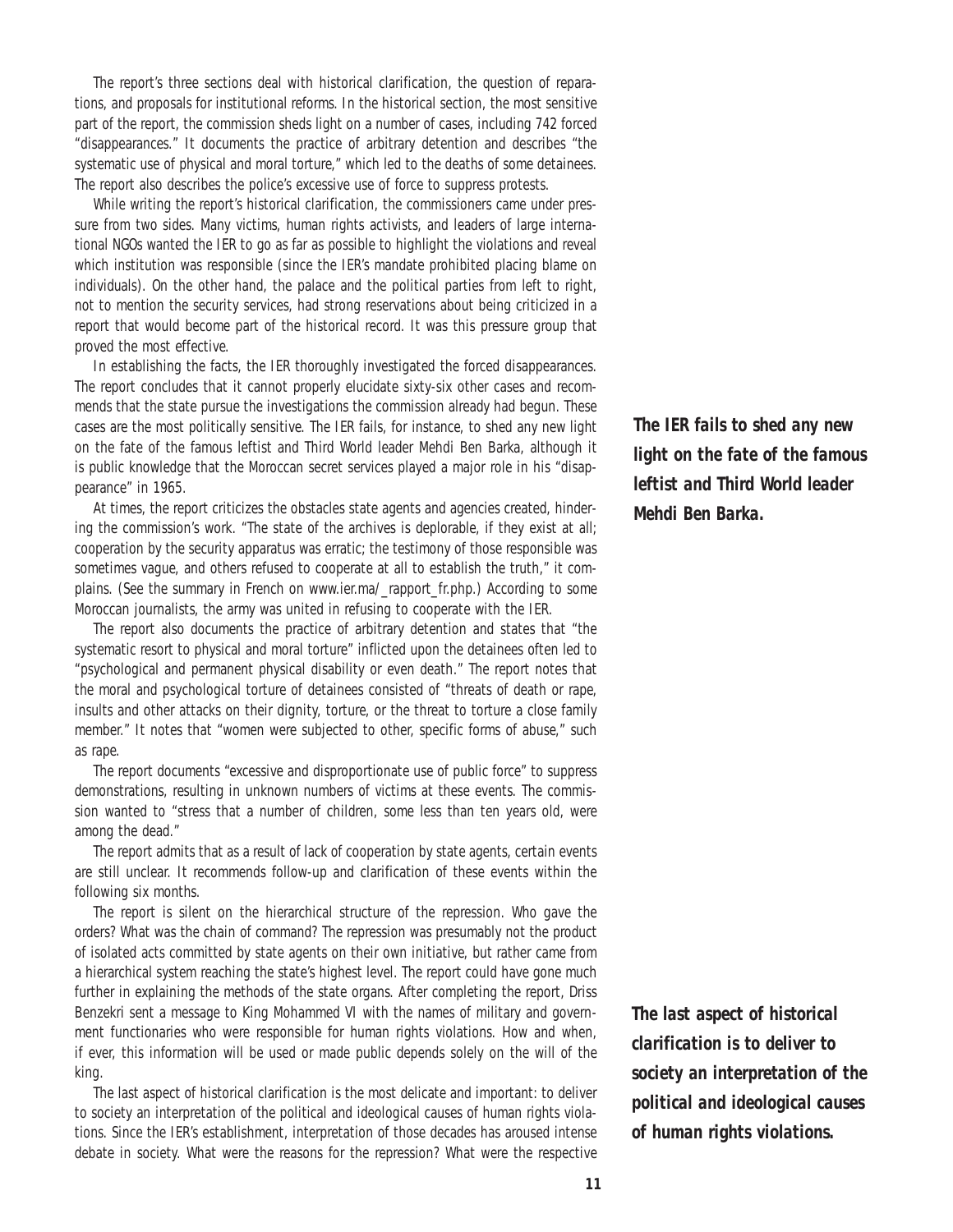The report's three sections deal with historical clarification, the question of reparations, and proposals for institutional reforms. In the historical section, the most sensitive part of the report, the commission sheds light on a number of cases, including 742 forced "disappearances." It documents the practice of arbitrary detention and describes "the systematic use of physical and moral torture," which led to the deaths of some detainees. The report also describes the police's excessive use of force to suppress protests.

While writing the report's historical clarification, the commissioners came under pressure from two sides. Many victims, human rights activists, and leaders of large international NGOs wanted the IER to go as far as possible to highlight the violations and reveal which institution was responsible (since the IER's mandate prohibited placing blame on individuals). On the other hand, the palace and the political parties from left to right, not to mention the security services, had strong reservations about being criticized in a report that would become part of the historical record. It was this pressure group that proved the most effective.

In establishing the facts, the IER thoroughly investigated the forced disappearances. The report concludes that it cannot properly elucidate sixty-six other cases and recommends that the state pursue the investigations the commission already had begun. These cases are the most politically sensitive. The IER fails, for instance, to shed any new light on the fate of the famous leftist and Third World leader Mehdi Ben Barka, although it is public knowledge that the Moroccan secret services played a major role in his "disappearance" in 1965.

***The IER fails to shed any new light on the fate of the famous leftist and Third World leader Mehdi Ben Barka.***

At times, the report criticizes the obstacles state agents and agencies created, hindering the commission's work. "The state of the archives is deplorable, if they exist at all; cooperation by the security apparatus was erratic; the testimony of those responsible was sometimes vague, and others refused to cooperate at all to establish the truth," it complains. (See the summary in French on www.ier.ma/_rapport_fr.php.) According to some Moroccan journalists, the army was united in refusing to cooperate with the IER.

The report also documents the practice of arbitrary detention and states that "the systematic resort to physical and moral torture" inflicted upon the detainees often led to "psychological and permanent physical disability or even death." The report notes that the moral and psychological torture of detainees consisted of "threats of death or rape, insults and other attacks on their dignity, torture, or the threat to torture a close family member." It notes that "women were subjected to other, specific forms of abuse," such as rape.

The report documents "excessive and disproportionate use of public force" to suppress demonstrations, resulting in unknown numbers of victims at these events. The commission wanted to "stress that a number of children, some less than ten years old, were among the dead."

The report admits that as a result of lack of cooperation by state agents, certain events are still unclear. It recommends follow-up and clarification of these events within the following six months.

The report is silent on the hierarchical structure of the repression. Who gave the orders? What was the chain of command? The repression was presumably not the product of isolated acts committed by state agents on their own initiative, but rather came from a hierarchical system reaching the state's highest level. The report could have gone much further in explaining the methods of the state organs. After completing the report, Driss Benzekri sent a message to King Mohammed VI with the names of military and government functionaries who were responsible for human rights violations. How and when, if ever, this information will be used or made public depends solely on the will of the king.

***The last aspect of historical clarification is to deliver to society an interpretation of the political and ideological causes of human rights violations.***

The last aspect of historical clarification is the most delicate and important: to deliver to society an interpretation of the political and ideological causes of human rights violations. Since the IER's establishment, interpretation of those decades has aroused intense debate in society. What were the reasons for the repression? What were the respective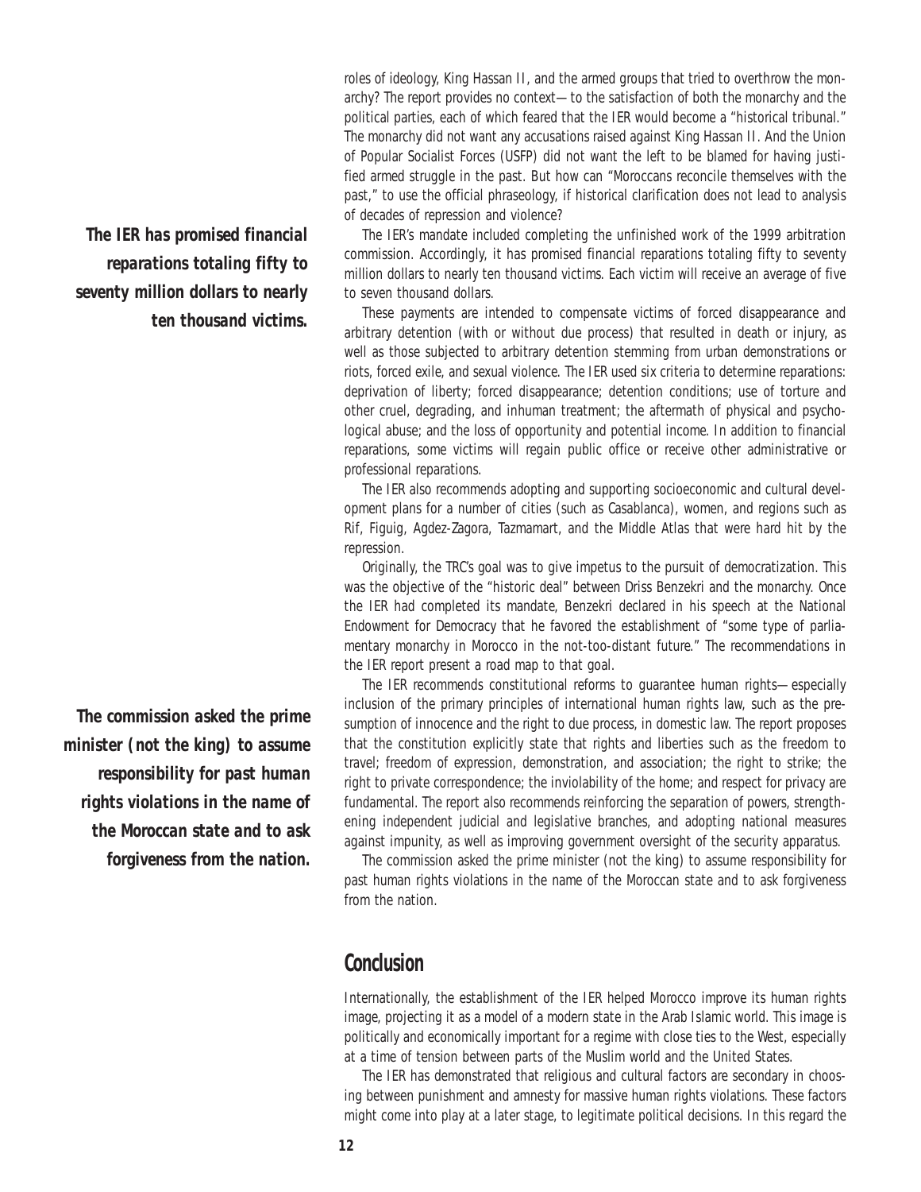roles of ideology, King Hassan II, and the armed groups that tried to overthrow the monarchy? The report provides no context—to the satisfaction of both the monarchy and the political parties, each of which feared that the IER would become a "historical tribunal." The monarchy did not want any accusations raised against King Hassan II. And the Union of Popular Socialist Forces (USFP) did not want the left to be blamed for having justified armed struggle in the past. But how can "Moroccans reconcile themselves with the past," to use the official phraseology, if historical clarification does not lead to analysis of decades of repression and violence?

***The IER has promised financial reparations totaling fifty to seventy million dollars to nearly ten thousand victims.***

The IER's mandate included completing the unfinished work of the 1999 arbitration commission. Accordingly, it has promised financial reparations totaling fifty to seventy million dollars to nearly ten thousand victims. Each victim will receive an average of five to seven thousand dollars.

These payments are intended to compensate victims of forced disappearance and arbitrary detention (with or without due process) that resulted in death or injury, as well as those subjected to arbitrary detention stemming from urban demonstrations or riots, forced exile, and sexual violence. The IER used six criteria to determine reparations: deprivation of liberty; forced disappearance; detention conditions; use of torture and other cruel, degrading, and inhuman treatment; the aftermath of physical and psychological abuse; and the loss of opportunity and potential income. In addition to financial reparations, some victims will regain public office or receive other administrative or professional reparations.

The IER also recommends adopting and supporting socioeconomic and cultural development plans for a number of cities (such as Casablanca), women, and regions such as Rif, Figuig, Agdez-Zagora, Tazmamart, and the Middle Atlas that were hard hit by the repression.

Originally, the TRC's goal was to give impetus to the pursuit of democratization. This was the objective of the "historic deal" between Driss Benzekri and the monarchy. Once the IER had completed its mandate, Benzekri declared in his speech at the National Endowment for Democracy that he favored the establishment of "some type of parliamentary monarchy in Morocco in the not-too-distant future." The recommendations in the IER report present a road map to that goal.

***The commission asked the prime minister (not the king) to assume responsibility for past human rights violations in the name of the Moroccan state and to ask forgiveness from the nation.***

The IER recommends constitutional reforms to guarantee human rights—especially inclusion of the primary principles of international human rights law, such as the presumption of innocence and the right to due process, in domestic law. The report proposes that the constitution explicitly state that rights and liberties such as the freedom to travel; freedom of expression, demonstration, and association; the right to strike; the right to private correspondence; the inviolability of the home; and respect for privacy are fundamental. The report also recommends reinforcing the separation of powers, strengthening independent judicial and legislative branches, and adopting national measures against impunity, as well as improving government oversight of the security apparatus.

The commission asked the prime minister (not the king) to assume responsibility for past human rights violations in the name of the Moroccan state and to ask forgiveness from the nation.

## Conclusion

Internationally, the establishment of the IER helped Morocco improve its human rights image, projecting it as a model of a modern state in the Arab Islamic world. This image is politically and economically important for a regime with close ties to the West, especially at a time of tension between parts of the Muslim world and the United States.

The IER has demonstrated that religious and cultural factors are secondary in choosing between punishment and amnesty for massive human rights violations. These factors might come into play at a later stage, to legitimate political decisions. In this regard the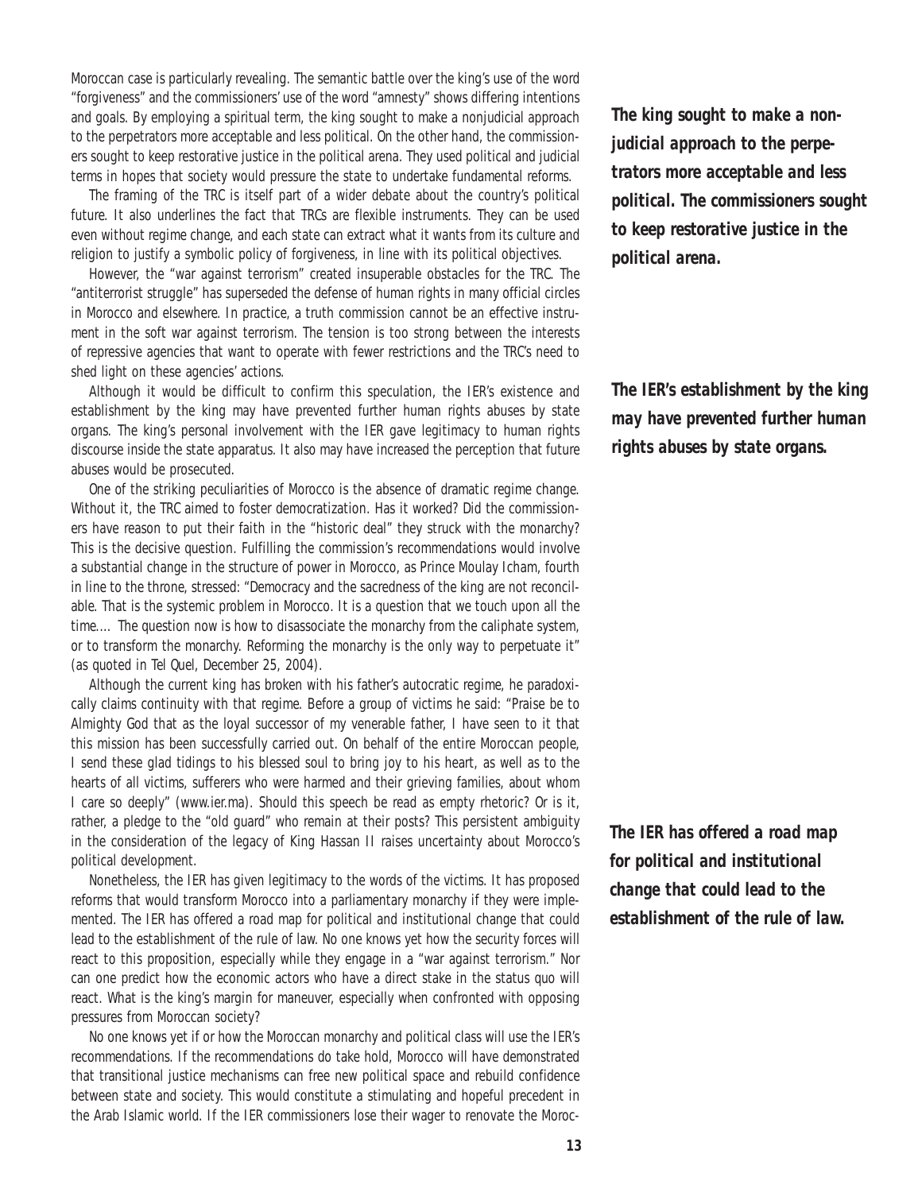Moroccan case is particularly revealing. The semantic battle over the king's use of the word "forgiveness" and the commissioners' use of the word "amnesty" shows differing intentions and goals. By employing a spiritual term, the king sought to make a nonjudicial approach to the perpetrators more acceptable and less political. On the other hand, the commissioners sought to keep restorative justice in the political arena. They used political and judicial terms in hopes that society would pressure the state to undertake fundamental reforms.

*The king sought to make a non-judicial approach to the perpetrators more acceptable and less political. The commissioners sought to keep restorative justice in the political arena.*

The framing of the TRC is itself part of a wider debate about the country's political future. It also underlines the fact that TRCs are flexible instruments. They can be used even without regime change, and each state can extract what it wants from its culture and religion to justify a symbolic policy of forgiveness, in line with its political objectives.

However, the "war against terrorism" created insuperable obstacles for the TRC. The "antiterrorist struggle" has superseded the defense of human rights in many official circles in Morocco and elsewhere. In practice, a truth commission cannot be an effective instrument in the soft war against terrorism. The tension is too strong between the interests of repressive agencies that want to operate with fewer restrictions and the TRC's need to shed light on these agencies' actions.

Although it would be difficult to confirm this speculation, the IER's existence and establishment by the king may have prevented further human rights abuses by state organs. The king's personal involvement with the IER gave legitimacy to human rights discourse inside the state apparatus. It also may have increased the perception that future abuses would be prosecuted.

*The IER's establishment by the king may have prevented further human rights abuses by state organs.*

One of the striking peculiarities of Morocco is the absence of dramatic regime change. Without it, the TRC aimed to foster democratization. Has it worked? Did the commissioners have reason to put their faith in the "historic deal" they struck with the monarchy? This is the decisive question. Fulfilling the commission's recommendations would involve a substantial change in the structure of power in Morocco, as Prince Moulay Icham, fourth in line to the throne, stressed: "Democracy and the sacredness of the king are not reconcilable. That is the systemic problem in Morocco. It is a question that we touch upon all the time.... The question now is how to disassociate the monarchy from the caliphate system, or to transform the monarchy. Reforming the monarchy is the only way to perpetuate it" (as quoted in Tel Quel, December 25, 2004).

Although the current king has broken with his father's autocratic regime, he paradoxically claims continuity with that regime. Before a group of victims he said: "Praise be to Almighty God that as the loyal successor of my venerable father, I have seen to it that this mission has been successfully carried out. On behalf of the entire Moroccan people, I send these glad tidings to his blessed soul to bring joy to his heart, as well as to the hearts of all victims, sufferers who were harmed and their grieving families, about whom I care so deeply" (www.ier.ma). Should this speech be read as empty rhetoric? Or is it, rather, a pledge to the "old guard" who remain at their posts? This persistent ambiguity in the consideration of the legacy of King Hassan II raises uncertainty about Morocco's political development.

Nonetheless, the IER has given legitimacy to the words of the victims. It has proposed reforms that would transform Morocco into a parliamentary monarchy if they were implemented. The IER has offered a road map for political and institutional change that could lead to the establishment of the rule of law. No one knows yet how the security forces will react to this proposition, especially while they engage in a "war against terrorism." Nor can one predict how the economic actors who have a direct stake in the status quo will react. What is the king's margin for maneuver, especially when confronted with opposing pressures from Moroccan society?

*The IER has offered a road map for political and institutional change that could lead to the establishment of the rule of law.*

No one knows yet if or how the Moroccan monarchy and political class will use the IER's recommendations. If the recommendations do take hold, Morocco will have demonstrated that transitional justice mechanisms can free new political space and rebuild confidence between state and society. This would constitute a stimulating and hopeful precedent in the Arab Islamic world. If the IER commissioners lose their wager to renovate the Moroc-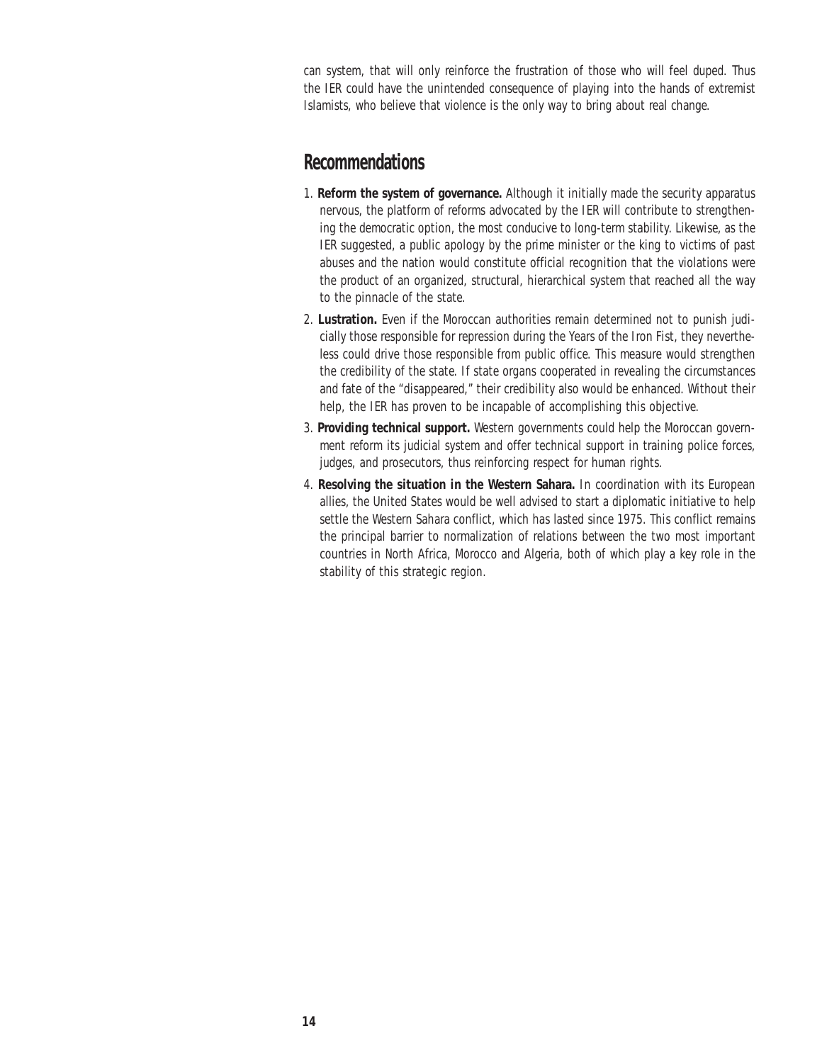can system, that will only reinforce the frustration of those who will feel duped. Thus the IER could have the unintended consequence of playing into the hands of extremist Islamists, who believe that violence is the only way to bring about real change.

## Recommendations

1. **Reform the system of governance.** Although it initially made the security apparatus nervous, the platform of reforms advocated by the IER will contribute to strengthening the democratic option, the most conducive to long-term stability. Likewise, as the IER suggested, a public apology by the prime minister or the king to victims of past abuses and the nation would constitute official recognition that the violations were the product of an organized, structural, hierarchical system that reached all the way to the pinnacle of the state.
2. **Lustration.** Even if the Moroccan authorities remain determined not to punish judicially those responsible for repression during the Years of the Iron Fist, they nevertheless could drive those responsible from public office. This measure would strengthen the credibility of the state. If state organs cooperated in revealing the circumstances and fate of the "disappeared," their credibility also would be enhanced. Without their help, the IER has proven to be incapable of accomplishing this objective.
3. **Providing technical support.** Western governments could help the Moroccan government reform its judicial system and offer technical support in training police forces, judges, and prosecutors, thus reinforcing respect for human rights.
4. **Resolving the situation in the Western Sahara.** In coordination with its European allies, the United States would be well advised to start a diplomatic initiative to help settle the Western Sahara conflict, which has lasted since 1975. This conflict remains the principal barrier to normalization of relations between the two most important countries in North Africa, Morocco and Algeria, both of which play a key role in the stability of this strategic region.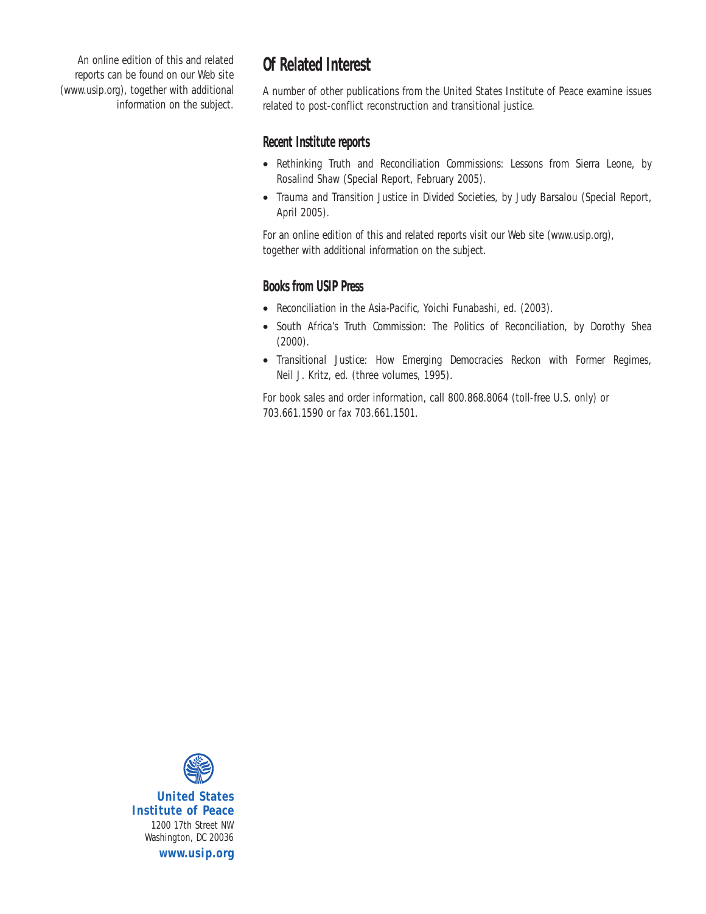An online edition of this and related reports can be found on our Web site (www.usip.org), together with additional information on the subject.

# Of Related Interest

A number of other publications from the United States Institute of Peace examine issues related to post-conflict reconstruction and transitional justice.

## Recent Institute reports

- Rethinking Truth and Reconciliation Commissions: Lessons from Sierra Leone, by Rosalind Shaw (Special Report, February 2005).
- Trauma and Transition Justice in Divided Societies, by Judy Barsalou (Special Report, April 2005).

For an online edition of this and related reports visit our Web site (www.usip.org), together with additional information on the subject.

## Books from USIP Press

- Reconciliation in the Asia-Pacific, Yoichi Funabashi, ed. (2003).
- South Africa's Truth Commission: The Politics of Reconciliation, by Dorothy Shea (2000).
- Transitional Justice: How Emerging Democracies Reckon with Former Regimes, Neil J. Kritz, ed. (three volumes, 1995).

For book sales and order information, call 800.868.8064 (toll-free U.S. only) or 703.661.1590 or fax 703.661.1501.

**United States Institute of Peace**
1200 17th Street NW
Washington, DC 20036
**www.usip.org**